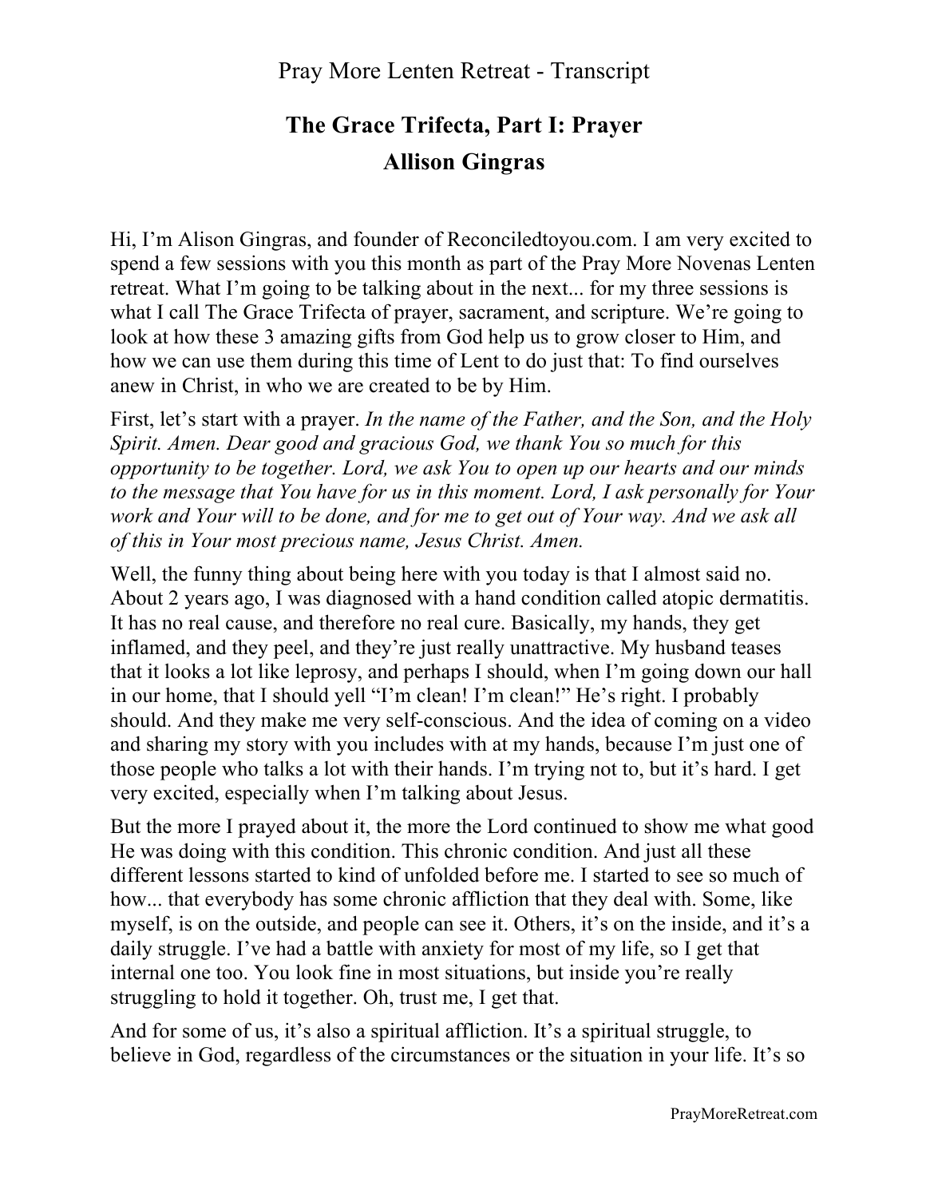Pray More Lenten Retreat - Transcript

# The Grace Trifecta, Part I: Prayer

## Allison Gingras

Hi, I'm Alison Gingras, and founder of Reconciledtoyou.com. I am very excited to spend a few sessions with you this month as part of the Pray More Novenas Lenten retreat. What I'm going to be talking about in the next... for my three sessions is what I call The Grace Trifecta of prayer, sacrament, and scripture. We're going to look at how these 3 amazing gifts from God help us to grow closer to Him, and how we can use them during this time of Lent to do just that: To find ourselves anew in Christ, in who we are created to be by Him.

First, let's start with a prayer. *In the name of the Father, and the Son, and the Holy Spirit. Amen. Dear good and gracious God, we thank You so much for this opportunity to be together. Lord, we ask You to open up our hearts and our minds to the message that You have for us in this moment. Lord, I ask personally for Your work and Your will to be done, and for me to get out of Your way. And we ask all of this in Your most precious name, Jesus Christ. Amen.*

Well, the funny thing about being here with you today is that I almost said no. About 2 years ago, I was diagnosed with a hand condition called atopic dermatitis. It has no real cause, and therefore no real cure. Basically, my hands, they get inflamed, and they peel, and they're just really unattractive. My husband teases that it looks a lot like leprosy, and perhaps I should, when I'm going down our hall in our home, that I should yell "I'm clean! I'm clean!" He's right. I probably should. And they make me very self-conscious. And the idea of coming on a video and sharing my story with you includes with at my hands, because I'm just one of those people who talks a lot with their hands. I'm trying not to, but it's hard. I get very excited, especially when I'm talking about Jesus.

But the more I prayed about it, the more the Lord continued to show me what good He was doing with this condition. This chronic condition. And just all these different lessons started to kind of unfolded before me. I started to see so much of how... that everybody has some chronic affliction that they deal with. Some, like myself, is on the outside, and people can see it. Others, it's on the inside, and it's a daily struggle. I've had a battle with anxiety for most of my life, so I get that internal one too. You look fine in most situations, but inside you're really struggling to hold it together. Oh, trust me, I get that.

And for some of us, it's also a spiritual affliction. It's a spiritual struggle, to believe in God, regardless of the circumstances or the situation in your life. It's so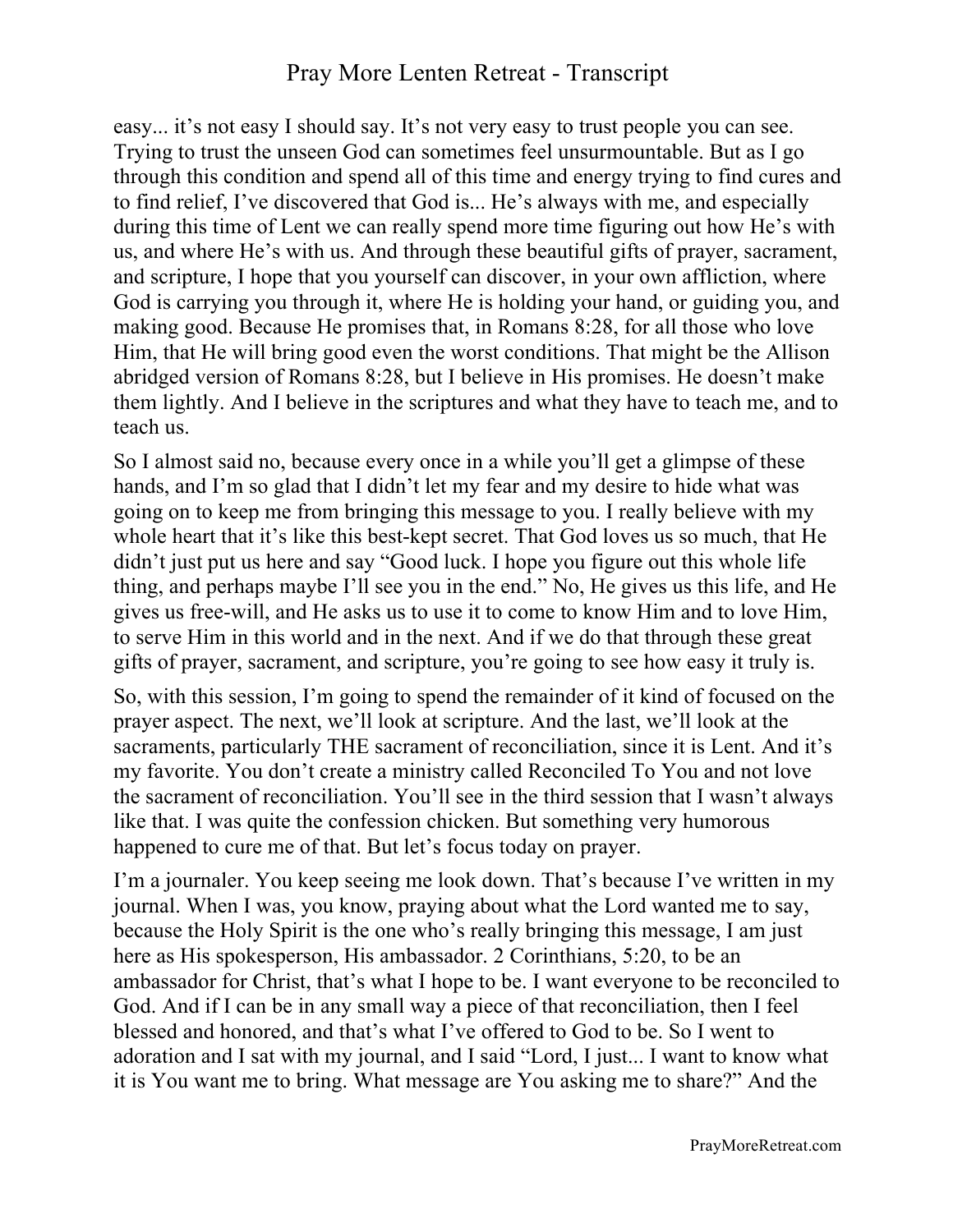easy... it's not easy I should say. It's not very easy to trust people you can see. Trying to trust the unseen God can sometimes feel unsurmountable. But as I go through this condition and spend all of this time and energy trying to find cures and to find relief, I've discovered that God is... He's always with me, and especially during this time of Lent we can really spend more time figuring out how He's with us, and where He's with us. And through these beautiful gifts of prayer, sacrament, and scripture, I hope that you yourself can discover, in your own affliction, where God is carrying you through it, where He is holding your hand, or guiding you, and making good. Because He promises that, in Romans 8:28, for all those who love Him, that He will bring good even the worst conditions. That might be the Allison abridged version of Romans 8:28, but I believe in His promises. He doesn't make them lightly. And I believe in the scriptures and what they have to teach me, and to teach us.

So I almost said no, because every once in a while you'll get a glimpse of these hands, and I'm so glad that I didn't let my fear and my desire to hide what was going on to keep me from bringing this message to you. I really believe with my whole heart that it's like this best-kept secret. That God loves us so much, that He didn't just put us here and say "Good luck. I hope you figure out this whole life thing, and perhaps maybe I'll see you in the end." No, He gives us this life, and He gives us free-will, and He asks us to use it to come to know Him and to love Him, to serve Him in this world and in the next. And if we do that through these great gifts of prayer, sacrament, and scripture, you're going to see how easy it truly is.

So, with this session, I'm going to spend the remainder of it kind of focused on the prayer aspect. The next, we'll look at scripture. And the last, we'll look at the sacraments, particularly THE sacrament of reconciliation, since it is Lent. And it's my favorite. You don't create a ministry called Reconciled To You and not love the sacrament of reconciliation. You'll see in the third session that I wasn't always like that. I was quite the confession chicken. But something very humorous happened to cure me of that. But let's focus today on prayer.

I'm a journaler. You keep seeing me look down. That's because I've written in my journal. When I was, you know, praying about what the Lord wanted me to say, because the Holy Spirit is the one who's really bringing this message, I am just here as His spokesperson, His ambassador. 2 Corinthians, 5:20, to be an ambassador for Christ, that's what I hope to be. I want everyone to be reconciled to God. And if I can be in any small way a piece of that reconciliation, then I feel blessed and honored, and that's what I've offered to God to be. So I went to adoration and I sat with my journal, and I said "Lord, I just... I want to know what it is You want me to bring. What message are You asking me to share?" And the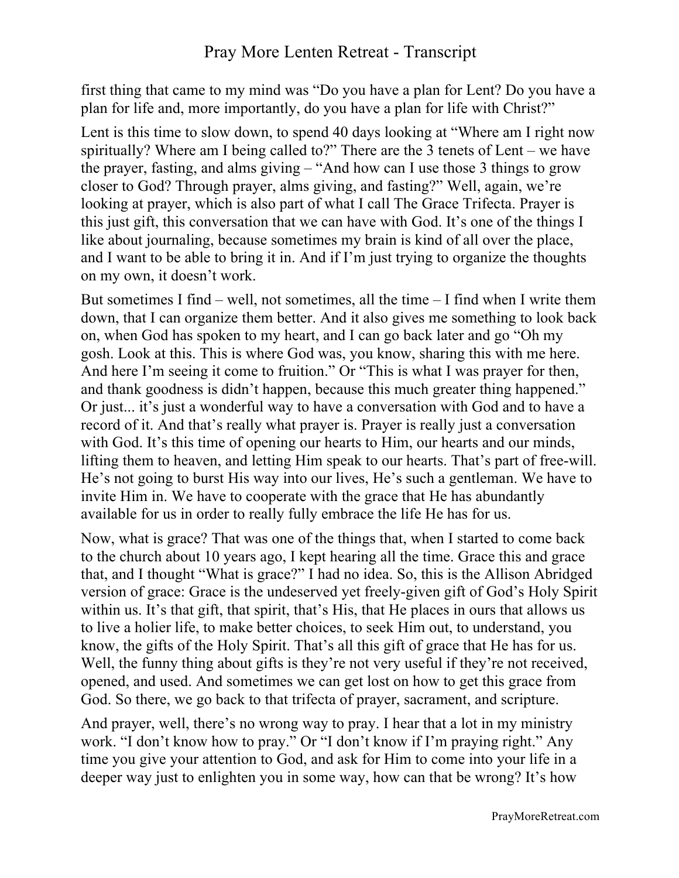first thing that came to my mind was "Do you have a plan for Lent? Do you have a plan for life and, more importantly, do you have a plan for life with Christ?"

Lent is this time to slow down, to spend 40 days looking at "Where am I right now spiritually? Where am I being called to?" There are the 3 tenets of Lent – we have the prayer, fasting, and alms giving – "And how can I use those 3 things to grow closer to God? Through prayer, alms giving, and fasting?" Well, again, we're looking at prayer, which is also part of what I call The Grace Trifecta. Prayer is this just gift, this conversation that we can have with God. It's one of the things I like about journaling, because sometimes my brain is kind of all over the place, and I want to be able to bring it in. And if I'm just trying to organize the thoughts on my own, it doesn't work.

But sometimes I find – well, not sometimes, all the time – I find when I write them down, that I can organize them better. And it also gives me something to look back on, when God has spoken to my heart, and I can go back later and go "Oh my gosh. Look at this. This is where God was, you know, sharing this with me here. And here I'm seeing it come to fruition." Or "This is what I was prayer for then, and thank goodness is didn't happen, because this much greater thing happened." Or just... it's just a wonderful way to have a conversation with God and to have a record of it. And that's really what prayer is. Prayer is really just a conversation with God. It's this time of opening our hearts to Him, our hearts and our minds, lifting them to heaven, and letting Him speak to our hearts. That's part of free-will. He's not going to burst His way into our lives, He's such a gentleman. We have to invite Him in. We have to cooperate with the grace that He has abundantly available for us in order to really fully embrace the life He has for us.

Now, what is grace? That was one of the things that, when I started to come back to the church about 10 years ago, I kept hearing all the time. Grace this and grace that, and I thought "What is grace?" I had no idea. So, this is the Allison Abridged version of grace: Grace is the undeserved yet freely-given gift of God's Holy Spirit within us. It's that gift, that spirit, that's His, that He places in ours that allows us to live a holier life, to make better choices, to seek Him out, to understand, you know, the gifts of the Holy Spirit. That's all this gift of grace that He has for us. Well, the funny thing about gifts is they're not very useful if they're not received, opened, and used. And sometimes we can get lost on how to get this grace from God. So there, we go back to that trifecta of prayer, sacrament, and scripture.

And prayer, well, there's no wrong way to pray. I hear that a lot in my ministry work. "I don't know how to pray." Or "I don't know if I'm praying right." Any time you give your attention to God, and ask for Him to come into your life in a deeper way just to enlighten you in some way, how can that be wrong? It's how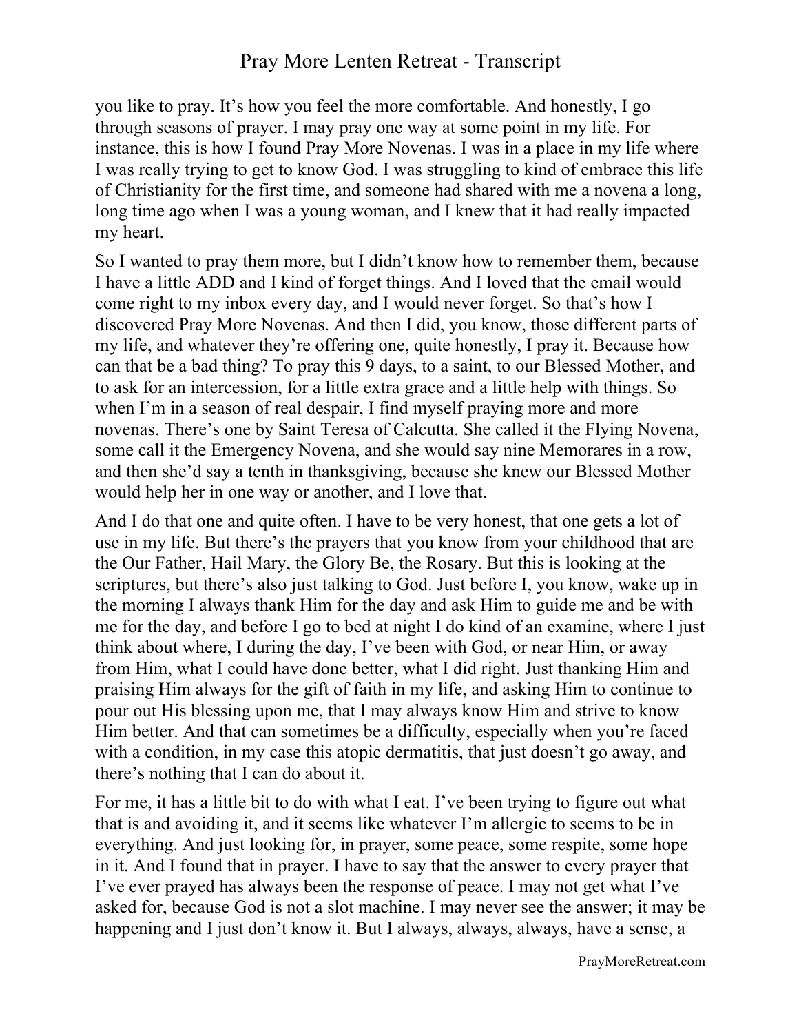you like to pray. It's how you feel the more comfortable. And honestly, I go through seasons of prayer. I may pray one way at some point in my life. For instance, this is how I found Pray More Novenas. I was in a place in my life where I was really trying to get to know God. I was struggling to kind of embrace this life of Christianity for the first time, and someone had shared with me a novena a long, long time ago when I was a young woman, and I knew that it had really impacted my heart.

So I wanted to pray them more, but I didn't know how to remember them, because I have a little ADD and I kind of forget things. And I loved that the email would come right to my inbox every day, and I would never forget. So that's how I discovered Pray More Novenas. And then I did, you know, those different parts of my life, and whatever they're offering one, quite honestly, I pray it. Because how can that be a bad thing? To pray this 9 days, to a saint, to our Blessed Mother, and to ask for an intercession, for a little extra grace and a little help with things. So when I'm in a season of real despair, I find myself praying more and more novenas. There's one by Saint Teresa of Calcutta. She called it the Flying Novena, some call it the Emergency Novena, and she would say nine Memorares in a row, and then she'd say a tenth in thanksgiving, because she knew our Blessed Mother would help her in one way or another, and I love that.

And I do that one and quite often. I have to be very honest, that one gets a lot of use in my life. But there's the prayers that you know from your childhood that are the Our Father, Hail Mary, the Glory Be, the Rosary. But this is looking at the scriptures, but there's also just talking to God. Just before I, you know, wake up in the morning I always thank Him for the day and ask Him to guide me and be with me for the day, and before I go to bed at night I do kind of an examine, where I just think about where, I during the day, I've been with God, or near Him, or away from Him, what I could have done better, what I did right. Just thanking Him and praising Him always for the gift of faith in my life, and asking Him to continue to pour out His blessing upon me, that I may always know Him and strive to know Him better. And that can sometimes be a difficulty, especially when you're faced with a condition, in my case this atopic dermatitis, that just doesn't go away, and there's nothing that I can do about it.

For me, it has a little bit to do with what I eat. I've been trying to figure out what that is and avoiding it, and it seems like whatever I'm allergic to seems to be in everything. And just looking for, in prayer, some peace, some respite, some hope in it. And I found that in prayer. I have to say that the answer to every prayer that I've ever prayed has always been the response of peace. I may not get what I've asked for, because God is not a slot machine. I may never see the answer; it may be happening and I just don't know it. But I always, always, always, have a sense, a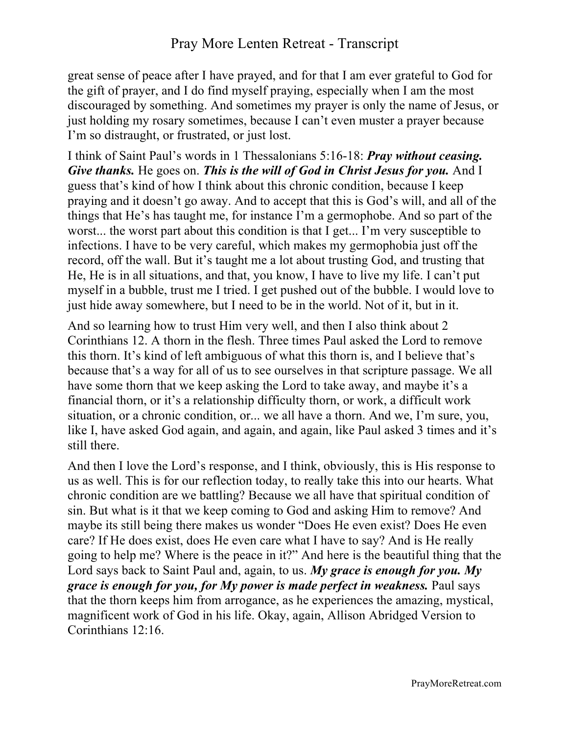great sense of peace after I have prayed, and for that I am ever grateful to God for the gift of prayer, and I do find myself praying, especially when I am the most discouraged by something. And sometimes my prayer is only the name of Jesus, or just holding my rosary sometimes, because I can't even muster a prayer because I'm so distraught, or frustrated, or just lost.

I think of Saint Paul's words in 1 Thessalonians 5:16-18: ***Pray without ceasing. Give thanks.*** He goes on. ***This is the will of God in Christ Jesus for you.*** And I guess that's kind of how I think about this chronic condition, because I keep praying and it doesn't go away. And to accept that this is God's will, and all of the things that He's has taught me, for instance I'm a germophobe. And so part of the worst... the worst part about this condition is that I get... I'm very susceptible to infections. I have to be very careful, which makes my germophobia just off the record, off the wall. But it's taught me a lot about trusting God, and trusting that He, He is in all situations, and that, you know, I have to live my life. I can't put myself in a bubble, trust me I tried. I get pushed out of the bubble. I would love to just hide away somewhere, but I need to be in the world. Not of it, but in it.

And so learning how to trust Him very well, and then I also think about 2 Corinthians 12. A thorn in the flesh. Three times Paul asked the Lord to remove this thorn. It's kind of left ambiguous of what this thorn is, and I believe that's because that's a way for all of us to see ourselves in that scripture passage. We all have some thorn that we keep asking the Lord to take away, and maybe it's a financial thorn, or it's a relationship difficulty thorn, or work, a difficult work situation, or a chronic condition, or... we all have a thorn. And we, I'm sure, you, like I, have asked God again, and again, and again, like Paul asked 3 times and it's still there.

And then I love the Lord's response, and I think, obviously, this is His response to us as well. This is for our reflection today, to really take this into our hearts. What chronic condition are we battling? Because we all have that spiritual condition of sin. But what is it that we keep coming to God and asking Him to remove? And maybe its still being there makes us wonder "Does He even exist? Does He even care? If He does exist, does He even care what I have to say? And is He really going to help me? Where is the peace in it?" And here is the beautiful thing that the Lord says back to Saint Paul and, again, to us. ***My grace is enough for you. My grace is enough for you, for My power is made perfect in weakness.*** Paul says that the thorn keeps him from arrogance, as he experiences the amazing, mystical, magnificent work of God in his life. Okay, again, Allison Abridged Version to Corinthians 12:16.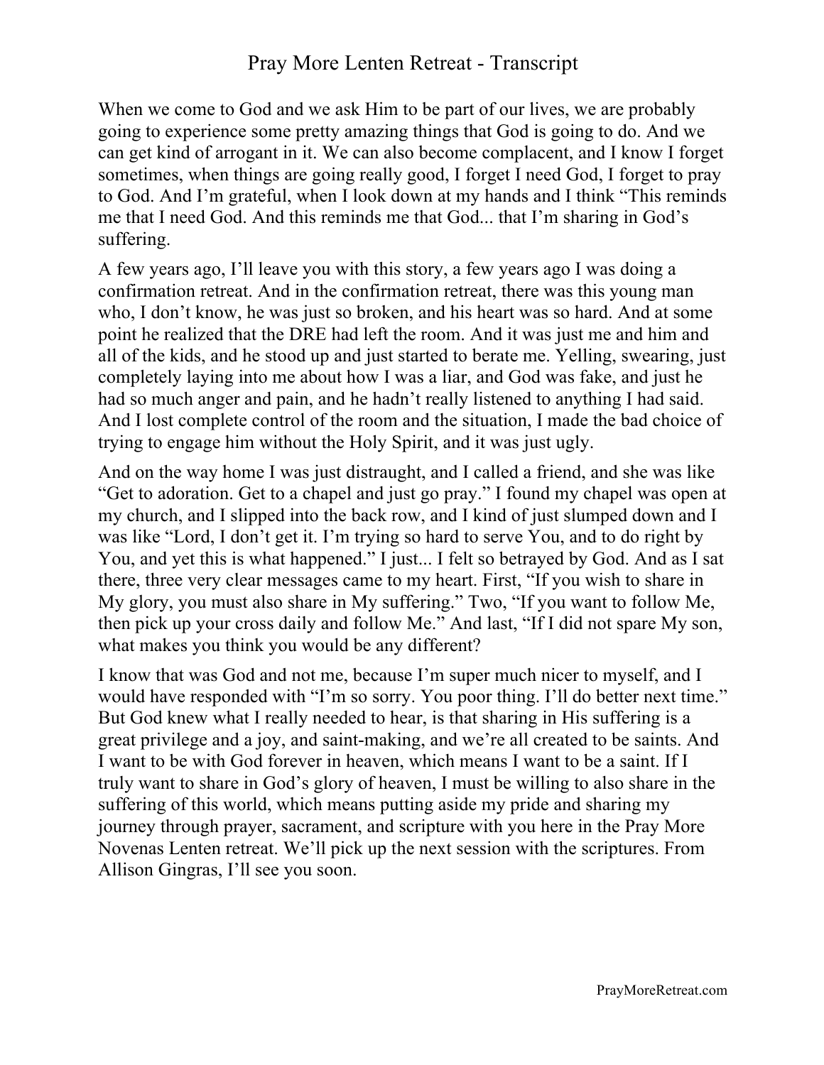When we come to God and we ask Him to be part of our lives, we are probably going to experience some pretty amazing things that God is going to do. And we can get kind of arrogant in it. We can also become complacent, and I know I forget sometimes, when things are going really good, I forget I need God, I forget to pray to God. And I'm grateful, when I look down at my hands and I think "This reminds me that I need God. And this reminds me that God... that I'm sharing in God's suffering.

A few years ago, I'll leave you with this story, a few years ago I was doing a confirmation retreat. And in the confirmation retreat, there was this young man who, I don't know, he was just so broken, and his heart was so hard. And at some point he realized that the DRE had left the room. And it was just me and him and all of the kids, and he stood up and just started to berate me. Yelling, swearing, just completely laying into me about how I was a liar, and God was fake, and just he had so much anger and pain, and he hadn't really listened to anything I had said. And I lost complete control of the room and the situation, I made the bad choice of trying to engage him without the Holy Spirit, and it was just ugly.

And on the way home I was just distraught, and I called a friend, and she was like "Get to adoration. Get to a chapel and just go pray." I found my chapel was open at my church, and I slipped into the back row, and I kind of just slumped down and I was like "Lord, I don't get it. I'm trying so hard to serve You, and to do right by You, and yet this is what happened." I just... I felt so betrayed by God. And as I sat there, three very clear messages came to my heart. First, "If you wish to share in My glory, you must also share in My suffering." Two, "If you want to follow Me, then pick up your cross daily and follow Me." And last, "If I did not spare My son, what makes you think you would be any different?

I know that was God and not me, because I'm super much nicer to myself, and I would have responded with "I'm so sorry. You poor thing. I'll do better next time." But God knew what I really needed to hear, is that sharing in His suffering is a great privilege and a joy, and saint-making, and we're all created to be saints. And I want to be with God forever in heaven, which means I want to be a saint. If I truly want to share in God's glory of heaven, I must be willing to also share in the suffering of this world, which means putting aside my pride and sharing my journey through prayer, sacrament, and scripture with you here in the Pray More Novenas Lenten retreat. We'll pick up the next session with the scriptures. From Allison Gingras, I'll see you soon.